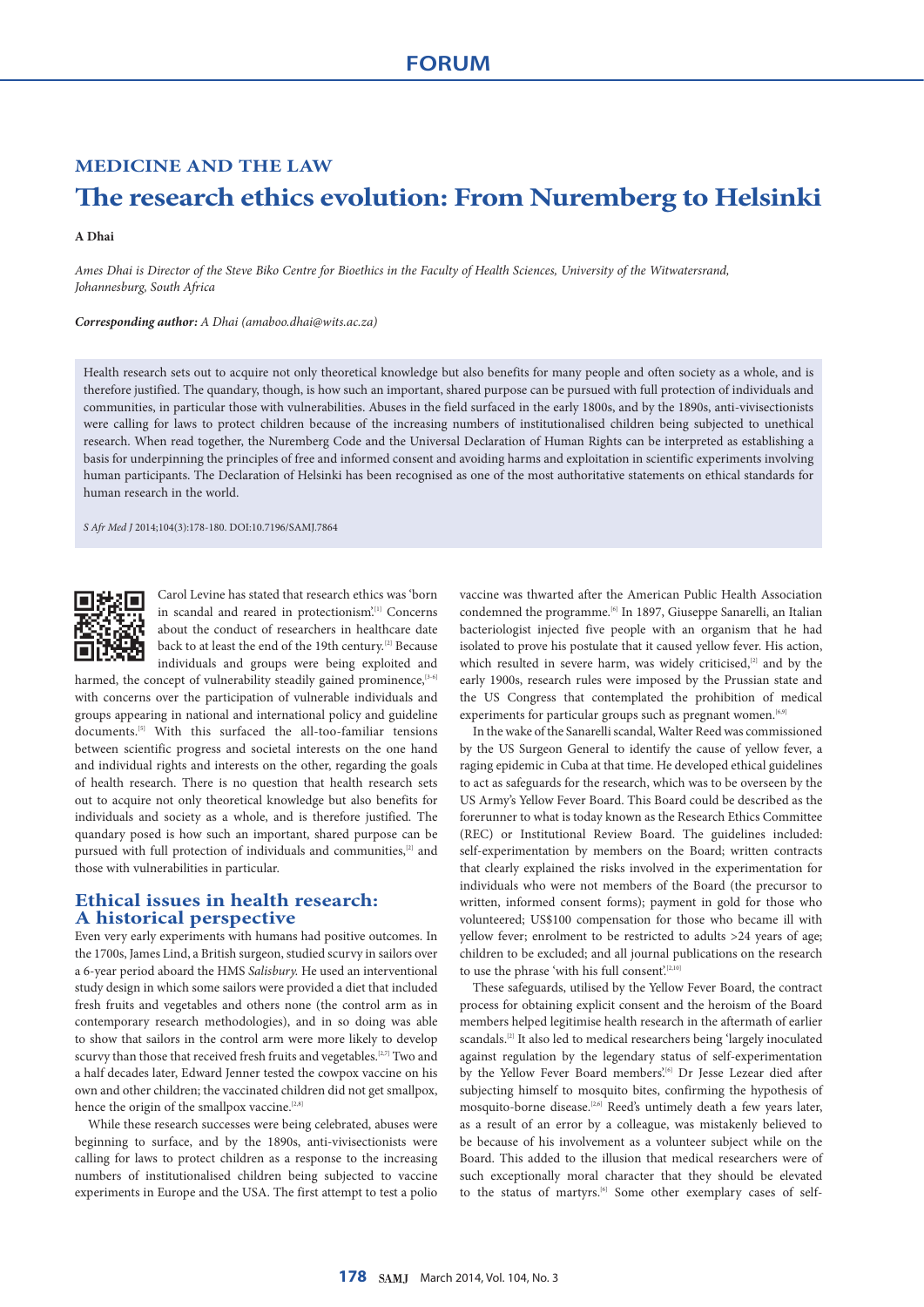# FORUM

## MEDICINE AND THE LAW

# The research ethics evolution: From Nuremberg to Helsinki

**A Dhai**

*Ames Dhai is Director of the Steve Biko Centre for Bioethics in the Faculty of Health Sciences, University of the Witwatersrand, Johannesburg, South Africa*

***Corresponding author:** A Dhai (amaboo.dhai@wits.ac.za)*

Health research sets out to acquire not only theoretical knowledge but also benefits for many people and often society as a whole, and is therefore justified. The quandary, though, is how such an important, shared purpose can be pursued with full protection of individuals and communities, in particular those with vulnerabilities. Abuses in the field surfaced in the early 1800s, and by the 1890s, anti-vivisectionists were calling for laws to protect children because of the increasing numbers of institutionalised children being subjected to unethical research. When read together, the Nuremberg Code and the Universal Declaration of Human Rights can be interpreted as establishing a basis for underpinning the principles of free and informed consent and avoiding harms and exploitation in scientific experiments involving human participants. The Declaration of Helsinki has been recognised as one of the most authoritative statements on ethical standards for human research in the world.

*S Afr Med J* 2014;104(3):178-180. DOI:10.7196/SAMJ.7864

Carol Levine has stated that research ethics was 'born in scandal and reared in protectionism'.[1] Concerns about the conduct of researchers in healthcare date back to at least the end of the 19th century.[2] Because individuals and groups were being exploited and harmed, the concept of vulnerability steadily gained prominence,[3-6] with concerns over the participation of vulnerable individuals and groups appearing in national and international policy and guideline documents.[5] With this surfaced the all-too-familiar tensions between scientific progress and societal interests on the one hand and individual rights and interests on the other, regarding the goals of health research. There is no question that health research sets out to acquire not only theoretical knowledge but also benefits for individuals and society as a whole, and is therefore justified. The quandary posed is how such an important, shared purpose can be pursued with full protection of individuals and communities,[2] and those with vulnerabilities in particular.

## Ethical issues in health research: A historical perspective

Even very early experiments with humans had positive outcomes. In the 1700s, James Lind, a British surgeon, studied scurvy in sailors over a 6-year period aboard the HMS *Salisbury.* He used an interventional study design in which some sailors were provided a diet that included fresh fruits and vegetables and others none (the control arm as in contemporary research methodologies), and in so doing was able to show that sailors in the control arm were more likely to develop scurvy than those that received fresh fruits and vegetables.[2,7] Two and a half decades later, Edward Jenner tested the cowpox vaccine on his own and other children; the vaccinated children did not get smallpox, hence the origin of the smallpox vaccine.[2,8]

While these research successes were being celebrated, abuses were beginning to surface, and by the 1890s, anti-vivisectionists were calling for laws to protect children as a response to the increasing numbers of institutionalised children being subjected to vaccine experiments in Europe and the USA. The first attempt to test a polio vaccine was thwarted after the American Public Health Association condemned the programme.[6] In 1897, Giuseppe Sanarelli, an Italian bacteriologist injected five people with an organism that he had isolated to prove his postulate that it caused yellow fever. His action, which resulted in severe harm, was widely criticised,[2] and by the early 1900s, research rules were imposed by the Prussian state and the US Congress that contemplated the prohibition of medical experiments for particular groups such as pregnant women.[6,9]

In the wake of the Sanarelli scandal, Walter Reed was commissioned by the US Surgeon General to identify the cause of yellow fever, a raging epidemic in Cuba at that time. He developed ethical guidelines to act as safeguards for the research, which was to be overseen by the US Army's Yellow Fever Board. This Board could be described as the forerunner to what is today known as the Research Ethics Committee (REC) or Institutional Review Board. The guidelines included: self-experimentation by members on the Board; written contracts that clearly explained the risks involved in the experimentation for individuals who were not members of the Board (the precursor to written, informed consent forms); payment in gold for those who volunteered; US$100 compensation for those who became ill with yellow fever; enrolment to be restricted to adults >24 years of age; children to be excluded; and all journal publications on the research to use the phrase 'with his full consent'.[2,10]

These safeguards, utilised by the Yellow Fever Board, the contract process for obtaining explicit consent and the heroism of the Board members helped legitimise health research in the aftermath of earlier scandals.[2] It also led to medical researchers being 'largely inoculated against regulation by the legendary status of self-experimentation by the Yellow Fever Board members'.[6] Dr Jesse Lezear died after subjecting himself to mosquito bites, confirming the hypothesis of mosquito-borne disease.[2,6] Reed's untimely death a few years later, as a result of an error by a colleague, was mistakenly believed to be because of his involvement as a volunteer subject while on the Board. This added to the illusion that medical researchers were of such exceptionally moral character that they should be elevated to the status of martyrs.[6] Some other exemplary cases of self-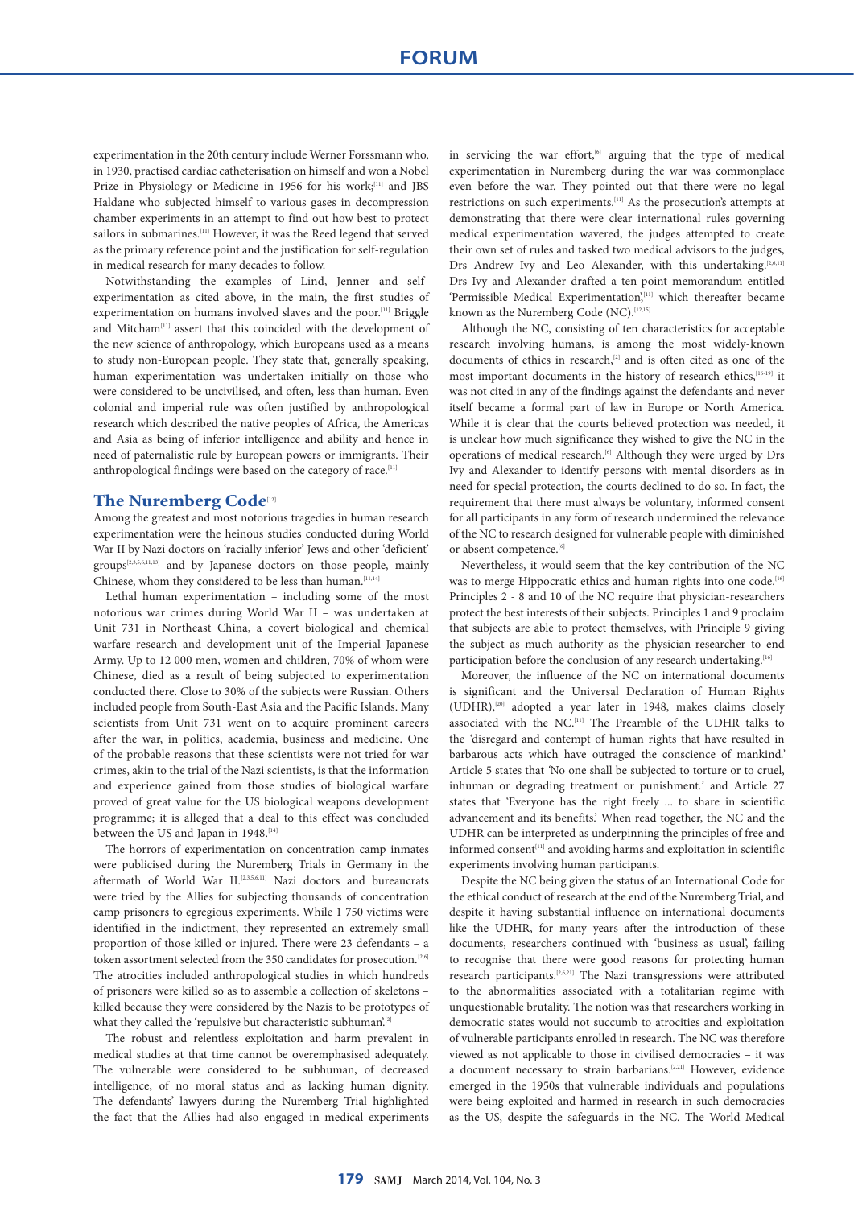experimentation in the 20th century include Werner Forssmann who, in 1930, practised cardiac catheterisation on himself and won a Nobel Prize in Physiology or Medicine in 1956 for his work;[11] and JBS Haldane who subjected himself to various gases in decompression chamber experiments in an attempt to find out how best to protect sailors in submarines.[11] However, it was the Reed legend that served as the primary reference point and the justification for self-regulation in medical research for many decades to follow.

Notwithstanding the examples of Lind, Jenner and self-experimentation as cited above, in the main, the first studies of experimentation on humans involved slaves and the poor.[11] Briggle and Mitcham[11] assert that this coincided with the development of the new science of anthropology, which Europeans used as a means to study non-European people. They state that, generally speaking, human experimentation was undertaken initially on those who were considered to be uncivilised, and often, less than human. Even colonial and imperial rule was often justified by anthropological research which described the native peoples of Africa, the Americas and Asia as being of inferior intelligence and ability and hence in need of paternalistic rule by European powers or immigrants. Their anthropological findings were based on the category of race.[11]

## The Nuremberg Code[12]

Among the greatest and most notorious tragedies in human research experimentation were the heinous studies conducted during World War II by Nazi doctors on 'racially inferior' Jews and other 'deficient' groups[2,3,5,6,11,13] and by Japanese doctors on those people, mainly Chinese, whom they considered to be less than human.[11,14]

Lethal human experimentation – including some of the most notorious war crimes during World War II – was undertaken at Unit 731 in Northeast China, a covert biological and chemical warfare research and development unit of the Imperial Japanese Army. Up to 12 000 men, women and children, 70% of whom were Chinese, died as a result of being subjected to experimentation conducted there. Close to 30% of the subjects were Russian. Others included people from South-East Asia and the Pacific Islands. Many scientists from Unit 731 went on to acquire prominent careers after the war, in politics, academia, business and medicine. One of the probable reasons that these scientists were not tried for war crimes, akin to the trial of the Nazi scientists, is that the information and experience gained from those studies of biological warfare proved of great value for the US biological weapons development programme; it is alleged that a deal to this effect was concluded between the US and Japan in 1948.[14]

The horrors of experimentation on concentration camp inmates were publicised during the Nuremberg Trials in Germany in the aftermath of World War II.[2,3,5,6,11] Nazi doctors and bureaucrats were tried by the Allies for subjecting thousands of concentration camp prisoners to egregious experiments. While 1 750 victims were identified in the indictment, they represented an extremely small proportion of those killed or injured. There were 23 defendants – a token assortment selected from the 350 candidates for prosecution.[2,6] The atrocities included anthropological studies in which hundreds of prisoners were killed so as to assemble a collection of skeletons – killed because they were considered by the Nazis to be prototypes of what they called the 'repulsive but characteristic subhuman'.[2]

The robust and relentless exploitation and harm prevalent in medical studies at that time cannot be overemphasised adequately. The vulnerable were considered to be subhuman, of decreased intelligence, of no moral status and as lacking human dignity. The defendants' lawyers during the Nuremberg Trial highlighted the fact that the Allies had also engaged in medical experiments in servicing the war effort,[6] arguing that the type of medical experimentation in Nuremberg during the war was commonplace even before the war. They pointed out that there were no legal restrictions on such experiments.[11] As the prosecution's attempts at demonstrating that there were clear international rules governing medical experimentation wavered, the judges attempted to create their own set of rules and tasked two medical advisors to the judges, Drs Andrew Ivy and Leo Alexander, with this undertaking.[2,6,11] Drs Ivy and Alexander drafted a ten-point memorandum entitled 'Permissible Medical Experimentation',[11] which thereafter became known as the Nuremberg Code (NC).[12,15]

Although the NC, consisting of ten characteristics for acceptable research involving humans, is among the most widely-known documents of ethics in research,[2] and is often cited as one of the most important documents in the history of research ethics,[16-19] it was not cited in any of the findings against the defendants and never itself became a formal part of law in Europe or North America. While it is clear that the courts believed protection was needed, it is unclear how much significance they wished to give the NC in the operations of medical research.[6] Although they were urged by Drs Ivy and Alexander to identify persons with mental disorders as in need for special protection, the courts declined to do so. In fact, the requirement that there must always be voluntary, informed consent for all participants in any form of research undermined the relevance of the NC to research designed for vulnerable people with diminished or absent competence.[6]

Nevertheless, it would seem that the key contribution of the NC was to merge Hippocratic ethics and human rights into one code.[16] Principles 2 - 8 and 10 of the NC require that physician-researchers protect the best interests of their subjects. Principles 1 and 9 proclaim that subjects are able to protect themselves, with Principle 9 giving the subject as much authority as the physician-researcher to end participation before the conclusion of any research undertaking.[16]

Moreover, the influence of the NC on international documents is significant and the Universal Declaration of Human Rights (UDHR),[20] adopted a year later in 1948, makes claims closely associated with the NC.[11] The Preamble of the UDHR talks to the 'disregard and contempt of human rights that have resulted in barbarous acts which have outraged the conscience of mankind.' Article 5 states that 'No one shall be subjected to torture or to cruel, inhuman or degrading treatment or punishment.' and Article 27 states that 'Everyone has the right freely ... to share in scientific advancement and its benefits.' When read together, the NC and the UDHR can be interpreted as underpinning the principles of free and informed consent[11] and avoiding harms and exploitation in scientific experiments involving human participants.

Despite the NC being given the status of an International Code for the ethical conduct of research at the end of the Nuremberg Trial, and despite it having substantial influence on international documents like the UDHR, for many years after the introduction of these documents, researchers continued with 'business as usual', failing to recognise that there were good reasons for protecting human research participants.[2,6,21] The Nazi transgressions were attributed to the abnormalities associated with a totalitarian regime with unquestionable brutality. The notion was that researchers working in democratic states would not succumb to atrocities and exploitation of vulnerable participants enrolled in research. The NC was therefore viewed as not applicable to those in civilised democracies – it was a document necessary to strain barbarians.[2,21] However, evidence emerged in the 1950s that vulnerable individuals and populations were being exploited and harmed in research in such democracies as the US, despite the safeguards in the NC. The World Medical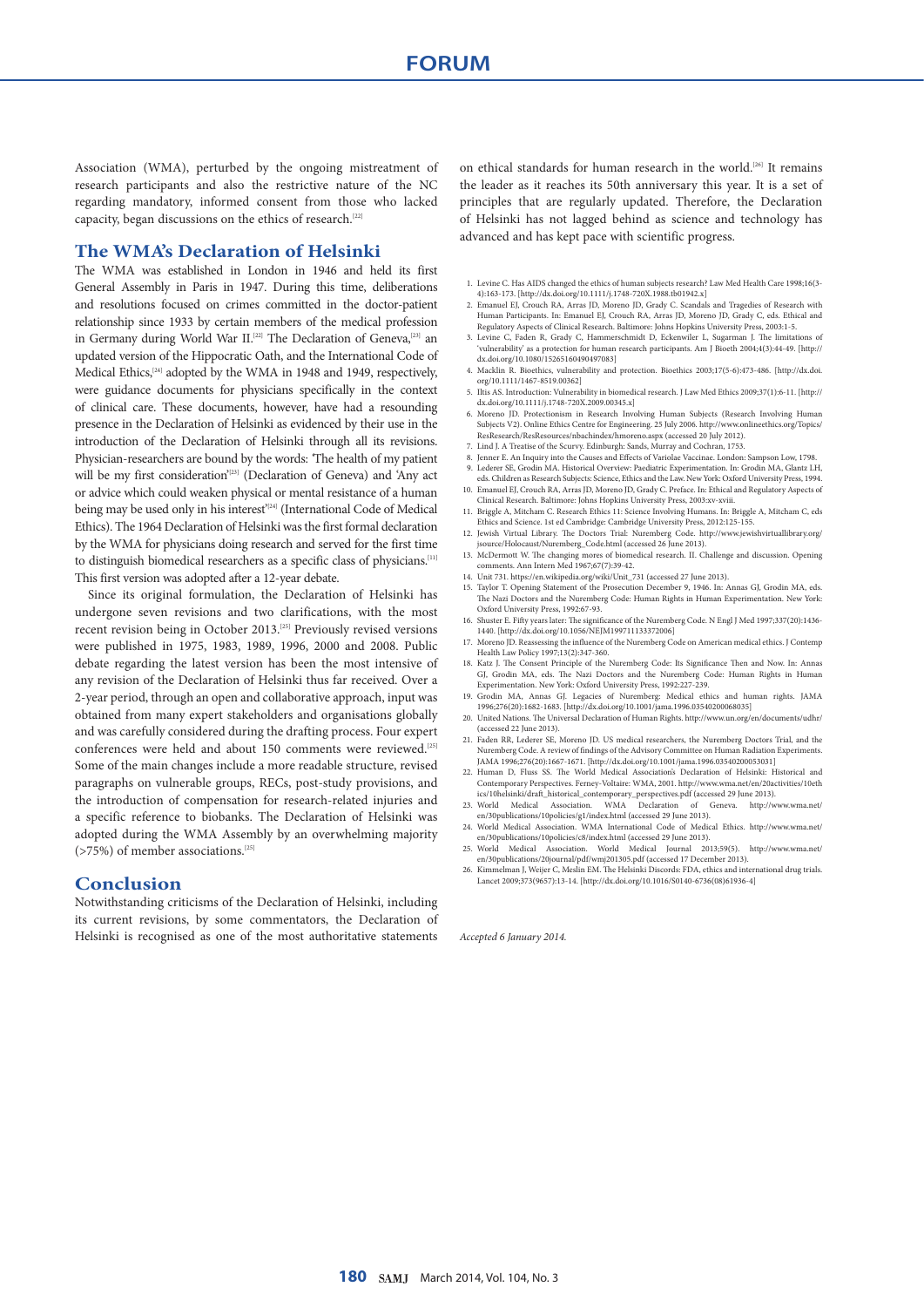Association (WMA), perturbed by the ongoing mistreatment of research participants and also the restrictive nature of the NC regarding mandatory, informed consent from those who lacked capacity, began discussions on the ethics of research.[22]

## The WMA's Declaration of Helsinki

The WMA was established in London in 1946 and held its first General Assembly in Paris in 1947. During this time, deliberations and resolutions focused on crimes committed in the doctor-patient relationship since 1933 by certain members of the medical profession in Germany during World War II.[22] The Declaration of Geneva,[23] an updated version of the Hippocratic Oath, and the International Code of Medical Ethics,[24] adopted by the WMA in 1948 and 1949, respectively, were guidance documents for physicians specifically in the context of clinical care. These documents, however, have had a resounding presence in the Declaration of Helsinki as evidenced by their use in the introduction of the Declaration of Helsinki through all its revisions. Physician-researchers are bound by the words: 'The health of my patient will be my first consideration'[23] (Declaration of Geneva) and 'Any act or advice which could weaken physical or mental resistance of a human being may be used only in his interest'[24] (International Code of Medical Ethics). The 1964 Declaration of Helsinki was the first formal declaration by the WMA for physicians doing research and served for the first time to distinguish biomedical researchers as a specific class of physicians.[11] This first version was adopted after a 12-year debate.

Since its original formulation, the Declaration of Helsinki has undergone seven revisions and two clarifications, with the most recent revision being in October 2013.[25] Previously revised versions were published in 1975, 1983, 1989, 1996, 2000 and 2008. Public debate regarding the latest version has been the most intensive of any revision of the Declaration of Helsinki thus far received. Over a 2-year period, through an open and collaborative approach, input was obtained from many expert stakeholders and organisations globally and was carefully considered during the drafting process. Four expert conferences were held and about 150 comments were reviewed.[25] Some of the main changes include a more readable structure, revised paragraphs on vulnerable groups, RECs, post-study provisions, and the introduction of compensation for research-related injuries and a specific reference to biobanks. The Declaration of Helsinki was adopted during the WMA Assembly by an overwhelming majority (>75%) of member associations.[25]

## Conclusion

Notwithstanding criticisms of the Declaration of Helsinki, including its current revisions, by some commentators, the Declaration of Helsinki is recognised as one of the most authoritative statements on ethical standards for human research in the world.[26] It remains the leader as it reaches its 50th anniversary this year. It is a set of principles that are regularly updated. Therefore, the Declaration of Helsinki has not lagged behind as science and technology has advanced and has kept pace with scientific progress.

1. Levine C. Has AIDS changed the ethics of human subjects research? Law Med Health Care 1998;16(3-4):163-173. [http://dx.doi.org/10.1111/j.1748-720X.1988.tb01942.x]
2. Emanuel EJ, Crouch RA, Arras JD, Moreno JD, Grady C. Scandals and Tragedies of Research with Human Participants. In: Emanuel EJ, Crouch RA, Arras JD, Moreno JD, Grady C, eds. Ethical and Regulatory Aspects of Clinical Research. Baltimore: Johns Hopkins University Press, 2003:1-5.
3. Levine C, Faden R, Grady C, Hammerschmidt D, Eckenwiler L, Sugarman J. The limitations of 'vulnerability' as a protection for human research participants. Am J Bioeth 2004;4(3):44-49. [http://dx.doi.org/10.1080/15265160490497083]
4. Macklin R. Bioethics, vulnerability and protection. Bioethics 2003;17(5-6):473-486. [http://dx.doi.org/10.1111/1467-8519.00362]
5. Iltis AS. Introduction: Vulnerability in biomedical research. J Law Med Ethics 2009;37(1):6-11. [http://dx.doi.org/10.1111/j.1748-720X.2009.00345.x]
6. Moreno JD. Protectionism in Research Involving Human Subjects (Research Involving Human Subjects V2). Online Ethics Centre for Engineering. 25 July 2006. http://www.onlineethics.org/Topics/ResResearch/ResResources/nbachindex/hmoreno.aspx (accessed 20 July 2012).
7. Lind J. A Treatise of the Scurvy. Edinburgh: Sands, Murray and Cochran, 1753.
8. Jenner E. An Inquiry into the Causes and Effects of Variolae Vaccinae. London: Sampson Low, 1798.
9. Lederer SE, Grodin MA. Historical Overview: Paediatric Experimentation. In: Grodin MA, Glantz LH, eds. Children as Research Subjects: Science, Ethics and the Law. New York: Oxford University Press, 1994.
10. Emanuel EJ, Crouch RA, Arras JD, Moreno JD, Grady C. Preface. In: Ethical and Regulatory Aspects of Clinical Research. Baltimore: Johns Hopkins University Press, 2003:xv-xviii.
11. Briggle A, Mitcham C. Research Ethics 11: Science Involving Humans. In: Briggle A, Mitcham C, eds Ethics and Science. 1st ed Cambridge: Cambridge University Press, 2012:125-155.
12. Jewish Virtual Library. The Doctors Trial: Nuremberg Code. http://www.jewishvirtuallibrary.org/jsource/Holocaust/Nuremberg_Code.html (accessed 26 June 2013).
13. McDermott W. The changing mores of biomedical research. II. Challenge and discussion. Opening comments. Ann Intern Med 1967;67(7):39-42.
14. Unit 731. https://en.wikipedia.org/wiki/Unit_731 (accessed 27 June 2013).
15. Taylor T. Opening Statement of the Prosecution December 9, 1946. In: Annas GJ, Grodin MA, eds. The Nazi Doctors and the Nuremberg Code: Human Rights in Human Experimentation. New York: Oxford University Press, 1992:67-93.
16. Shuster E. Fifty years later: The significance of the Nuremberg Code. N Engl J Med 1997;337(20):1436-1440. [http://dx.doi.org/10.1056/NEJM199711133372006]
17. Moreno JD. Reassessing the influence of the Nuremberg Code on American medical ethics. J Contemp Health Law Policy 1997;13(2):347-360.
18. Katz J. The Consent Principle of the Nuremberg Code: Its Significance Then and Now. In: Annas GJ, Grodin MA, eds. The Nazi Doctors and the Nuremberg Code: Human Rights in Human Experimentation. New York: Oxford University Press, 1992:227-239.
19. Grodin MA, Annas GJ. Legacies of Nuremberg: Medical ethics and human rights. JAMA 1996;276(20):1682-1683. [http://dx.doi.org/10.1001/jama.1996.03540200068035]
20. United Nations. The Universal Declaration of Human Rights. http://www.un.org/en/documents/udhr/ (accessed 22 June 2013).
21. Faden RR, Lederer SE, Moreno JD. US medical researchers, the Nuremberg Doctors Trial, and the Nuremberg Code. A review of findings of the Advisory Committee on Human Radiation Experiments. JAMA 1996;276(20):1667-1671. [http://dx.doi.org/10.1001/jama.1996.03540200053031]
22. Human D, Fluss SS. The World Medical Association's Declaration of Helsinki: Historical and Contemporary Perspectives. Ferney-Voltaire: WMA, 2001. http://www.wma.net/en/20activities/10ethics/10helsinki/draft_historical_contemporary_perspectives.pdf (accessed 29 June 2013).
23. World Medical Association. WMA Declaration of Geneva. http://www.wma.net/en/30publications/10policies/g1/index.html (accessed 29 June 2013).
24. World Medical Association. WMA International Code of Medical Ethics. http://www.wma.net/en/30publications/10policies/c8/index.html (accessed 29 June 2013).
25. World Medical Association. World Medical Journal 2013;59(5). http://www.wma.net/en/30publications/20journal/pdf/wmj201305.pdf (accessed 17 December 2013).
26. Kimmelman J, Weijer C, Meslin EM. The Helsinki Discords: FDA, ethics and international drug trials. Lancet 2009;373(9657):13-14. [http://dx.doi.org/10.1016/S0140-6736(08)61936-4]

*Accepted 6 January 2014.*